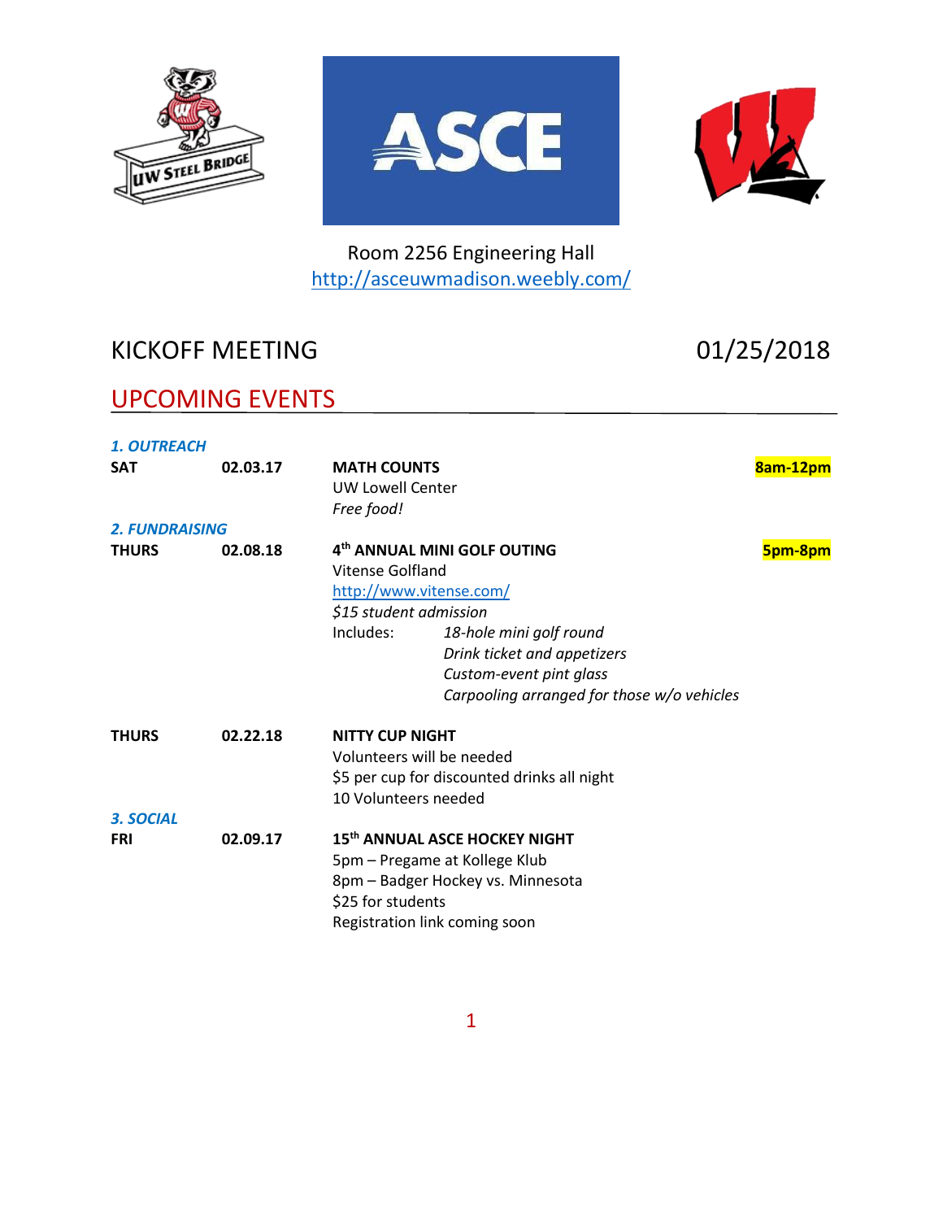Room 2256 Engineering Hall
http://asceuwmadison.weebly.com/

# KICKOFF MEETING 01/25/2018

## UPCOMING EVENTS

### *1. OUTREACH*

**SAT** **02.03.17** **MATH COUNTS** **8am-12pm**
UW Lowell Center
*Free food!*

### *2. FUNDRAISING*

**THURS** **02.08.18** **4th ANNUAL MINI GOLF OUTING** **5pm-8pm**
Vitense Golfland
http://www.vitense.com/
*$15 student admission*
Includes:
- *18-hole mini golf round*
- *Drink ticket and appetizers*
- *Custom-event pint glass*
- *Carpooling arranged for those w/o vehicles*

**THURS** **02.22.18** **NITTY CUP NIGHT**
Volunteers will be needed
$5 per cup for discounted drinks all night
10 Volunteers needed

### *3. SOCIAL*

**FRI** **02.09.17** **15th ANNUAL ASCE HOCKEY NIGHT**
5pm – Pregame at Kollege Klub
8pm – Badger Hockey vs. Minnesota
$25 for students
Registration link coming soon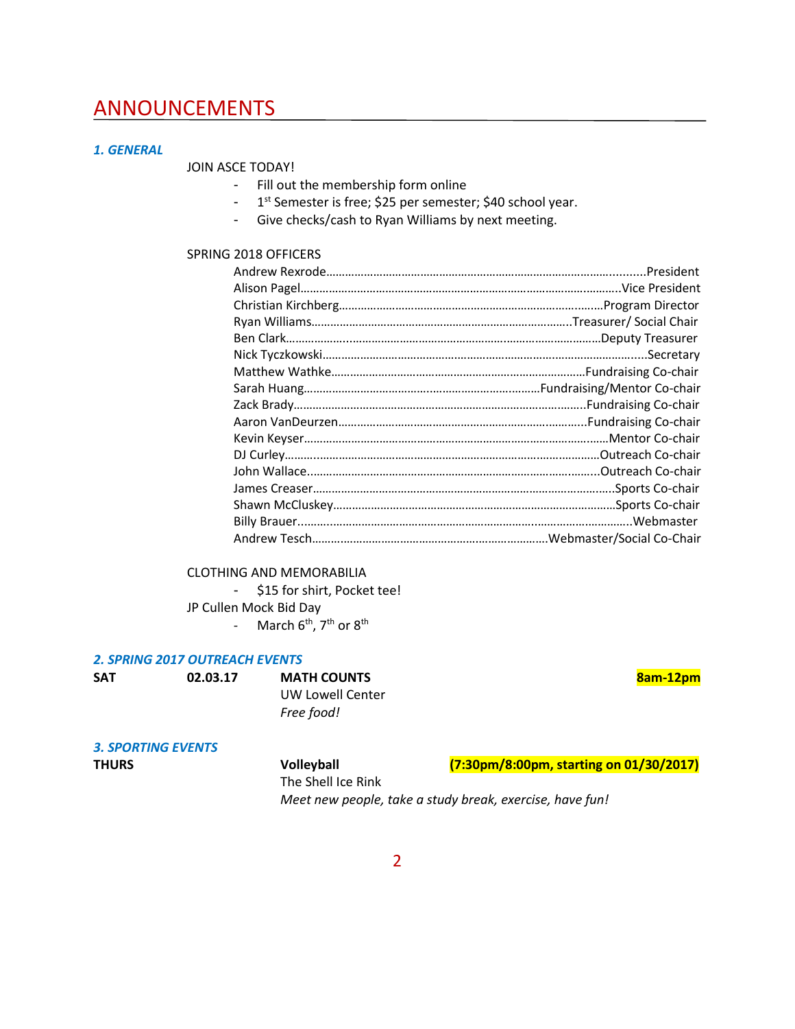# ANNOUNCEMENTS

### *1. GENERAL*

JOIN ASCE TODAY!

- Fill out the membership form online
- 1st Semester is free; $25 per semester; $40 school year.
- Give checks/cash to Ryan Williams by next meeting.

SPRING 2018 OFFICERS

| Name | Position |
|---|---|
| Andrew Rexrode | President |
| Alison Pagel | Vice President |
| Christian Kirchberg | Program Director |
| Ryan Williams | Treasurer/ Social Chair |
| Ben Clark | Deputy Treasurer |
| Nick Tyczkowski | Secretary |
| Matthew Wathke | Fundraising Co-chair |
| Sarah Huang | Fundraising/Mentor Co-chair |
| Zack Brady | Fundraising Co-chair |
| Aaron VanDeurzen | Fundraising Co-chair |
| Kevin Keyser | Mentor Co-chair |
| DJ Curley | Outreach Co-chair |
| John Wallace | Outreach Co-chair |
| James Creaser | Sports Co-chair |
| Shawn McCluskey | Sports Co-chair |
| Billy Brauer | Webmaster |
| Andrew Tesch | Webmaster/Social Co-Chair |

CLOTHING AND MEMORABILIA

- $15 for shirt, Pocket tee!

JP Cullen Mock Bid Day

- March 6th, 7th or 8th

### *2. SPRING 2017 OUTREACH EVENTS*

**SAT** 02.03.17 **MATH COUNTS** **8am-12pm**

UW Lowell Center

*Free food!*

### *3. SPORTING EVENTS*

**THURS** **Volleyball** **(7:30pm/8:00pm, starting on 01/30/2017)**

The Shell Ice Rink

*Meet new people, take a study break, exercise, have fun!*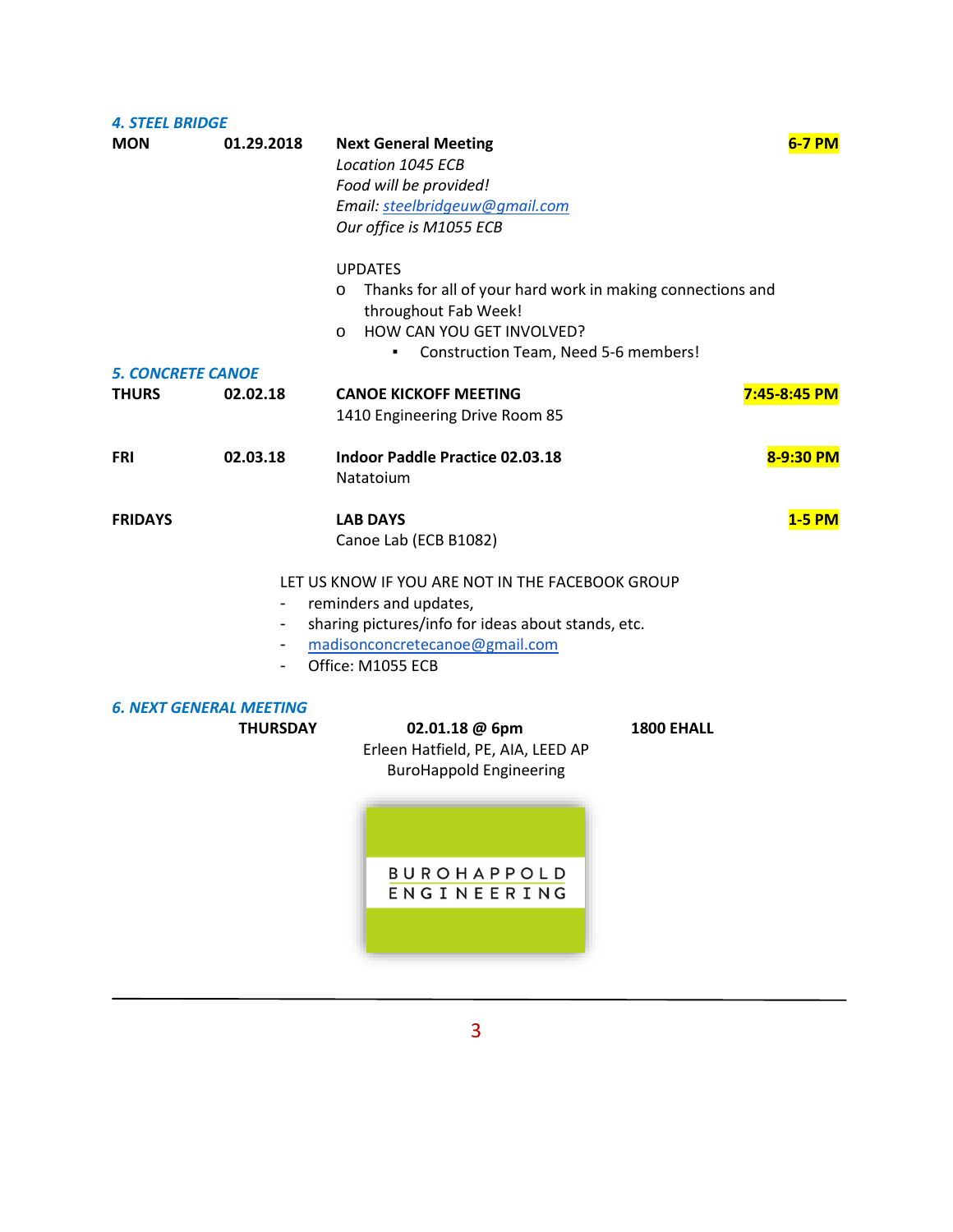### *4. STEEL BRIDGE*

**MON** **01.29.2018** **Next General Meeting** **6-7 PM**

*Location 1045 ECB*
*Food will be provided!*
*Email: steelbridgeuw@gmail.com*
*Our office is M1055 ECB*

UPDATES

- Thanks for all of your hard work in making connections and throughout Fab Week!
- HOW CAN YOU GET INVOLVED?
  - Construction Team, Need 5-6 members!

### *5. CONCRETE CANOE*

**THURS** **02.02.18** **CANOE KICKOFF MEETING** **7:45-8:45 PM**

1410 Engineering Drive Room 85

**FRI** **02.03.18** **Indoor Paddle Practice 02.03.18** **8-9:30 PM**

Natatoium

**FRIDAYS** **LAB DAYS** **1-5 PM**

Canoe Lab (ECB B1082)

LET US KNOW IF YOU ARE NOT IN THE FACEBOOK GROUP

- reminders and updates,
- sharing pictures/info for ideas about stands, etc.
- madisonconcretecanoe@gmail.com
- Office: M1055 ECB

### *6. NEXT GENERAL MEETING*

**THURSDAY** **02.01.18 @ 6pm** **1800 EHALL**

Erleen Hatfield, PE, AIA, LEED AP
BuroHappold Engineering

BUROHAPPOLD ENGINEERING